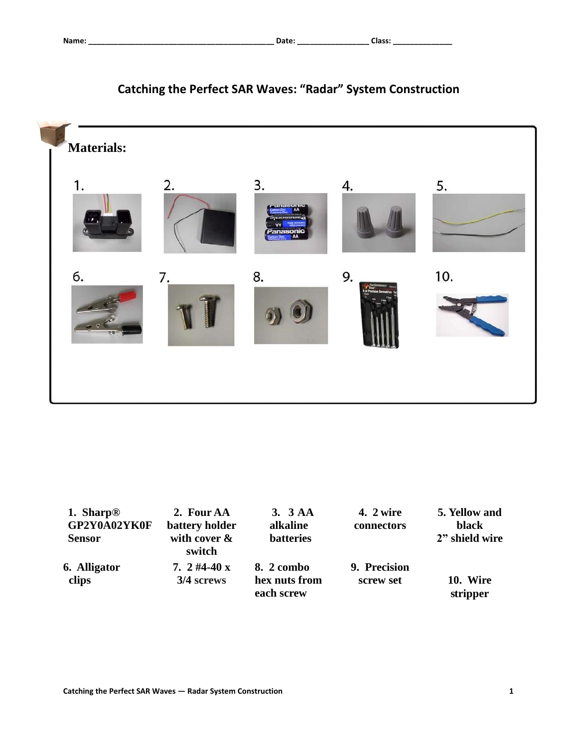Name: ____________________________________________ Date: _________________ Class: ______________

# Catching the Perfect SAR Waves: "Radar" System Construction

## Materials:

1. Sharp® GP2Y0A02YK0F Sensor
2. Four AA battery holder with cover & switch
3. 3 AA alkaline batteries
4. 2 wire connectors
5. Yellow and black 2" shield wire
6. Alligator clips
7. 2 #4-40 x 3/4 screws
8. 2 combo hex nuts from each screw
9. Precision screw set
10. Wire stripper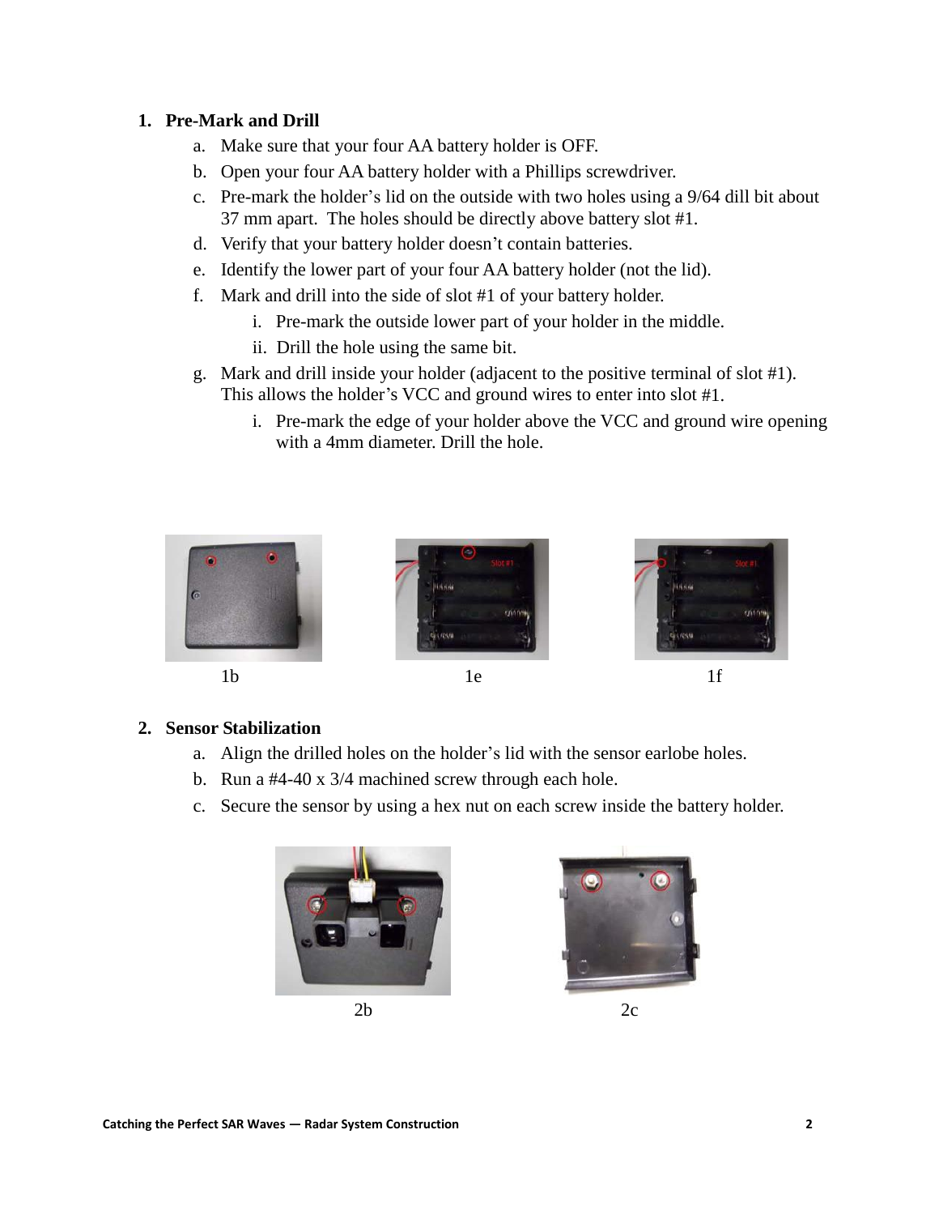1. **Pre-Mark and Drill**
   a. Make sure that your four AA battery holder is OFF.
   b. Open your four AA battery holder with a Phillips screwdriver.
   c. Pre-mark the holder's lid on the outside with two holes using a 9/64 dill bit about 37 mm apart. The holes should be directly above battery slot #1.
   d. Verify that your battery holder doesn't contain batteries.
   e. Identify the lower part of your four AA battery holder (not the lid).
   f. Mark and drill into the side of slot #1 of your battery holder.
      i. Pre-mark the outside lower part of your holder in the middle.
      ii. Drill the hole using the same bit.
   g. Mark and drill inside your holder (adjacent to the positive terminal of slot #1). This allows the holder's VCC and ground wires to enter into slot #1.
      i. Pre-mark the edge of your holder above the VCC and ground wire opening with a 4mm diameter. Drill the hole.

1b

1e

1f

2. **Sensor Stabilization**
   a. Align the drilled holes on the holder's lid with the sensor earlobe holes.
   b. Run a #4-40 x 3/4 machined screw through each hole.
   c. Secure the sensor by using a hex nut on each screw inside the battery holder.

2b

2c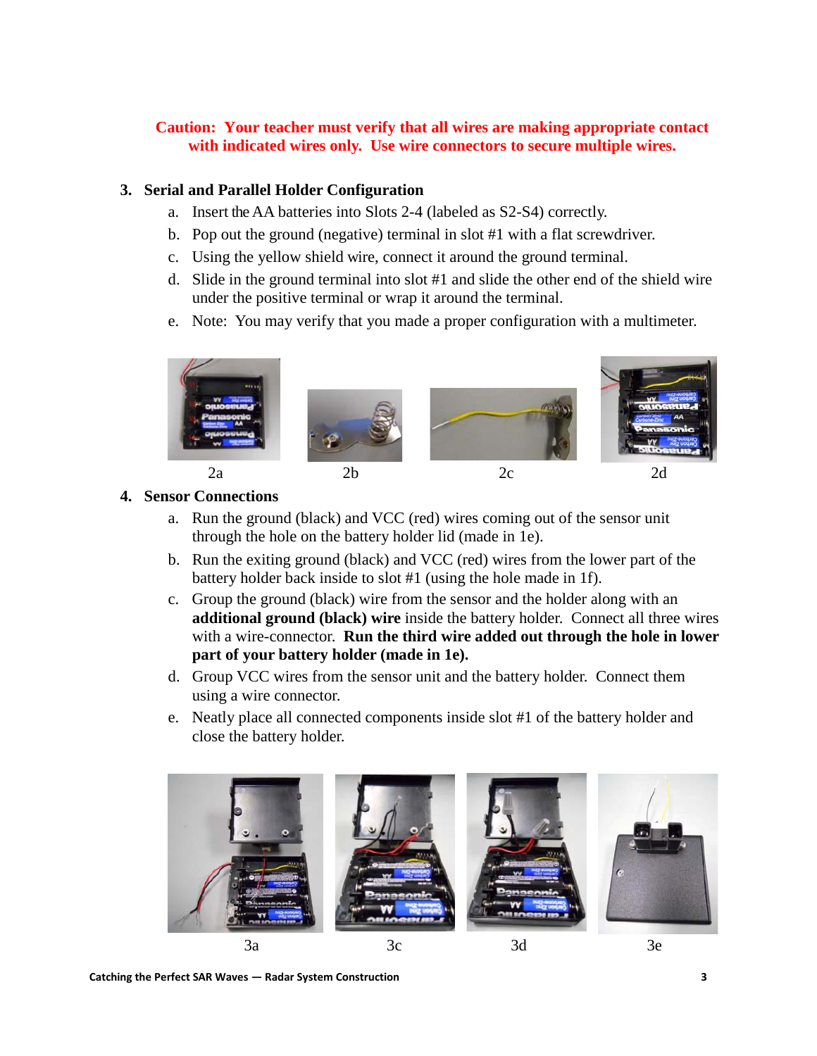**Caution: Your teacher must verify that all wires are making appropriate contact with indicated wires only. Use wire connectors to secure multiple wires.**

3. **Serial and Parallel Holder Configuration**
   a. Insert the AA batteries into Slots 2-4 (labeled as S2-S4) correctly.
   b. Pop out the ground (negative) terminal in slot #1 with a flat screwdriver.
   c. Using the yellow shield wire, connect it around the ground terminal.
   d. Slide in the ground terminal into slot #1 and slide the other end of the shield wire under the positive terminal or wrap it around the terminal.
   e. Note: You may verify that you made a proper configuration with a multimeter.

2a 2b 2c 2d

4. **Sensor Connections**
   a. Run the ground (black) and VCC (red) wires coming out of the sensor unit through the hole on the battery holder lid (made in 1e).
   b. Run the exiting ground (black) and VCC (red) wires from the lower part of the battery holder back inside to slot #1 (using the hole made in 1f).
   c. Group the ground (black) wire from the sensor and the holder along with an **additional ground (black) wire** inside the battery holder. Connect all three wires with a wire-connector. **Run the third wire added out through the hole in lower part of your battery holder (made in 1e).**
   d. Group VCC wires from the sensor unit and the battery holder. Connect them using a wire connector.
   e. Neatly place all connected components inside slot #1 of the battery holder and close the battery holder.

3a 3c 3d 3e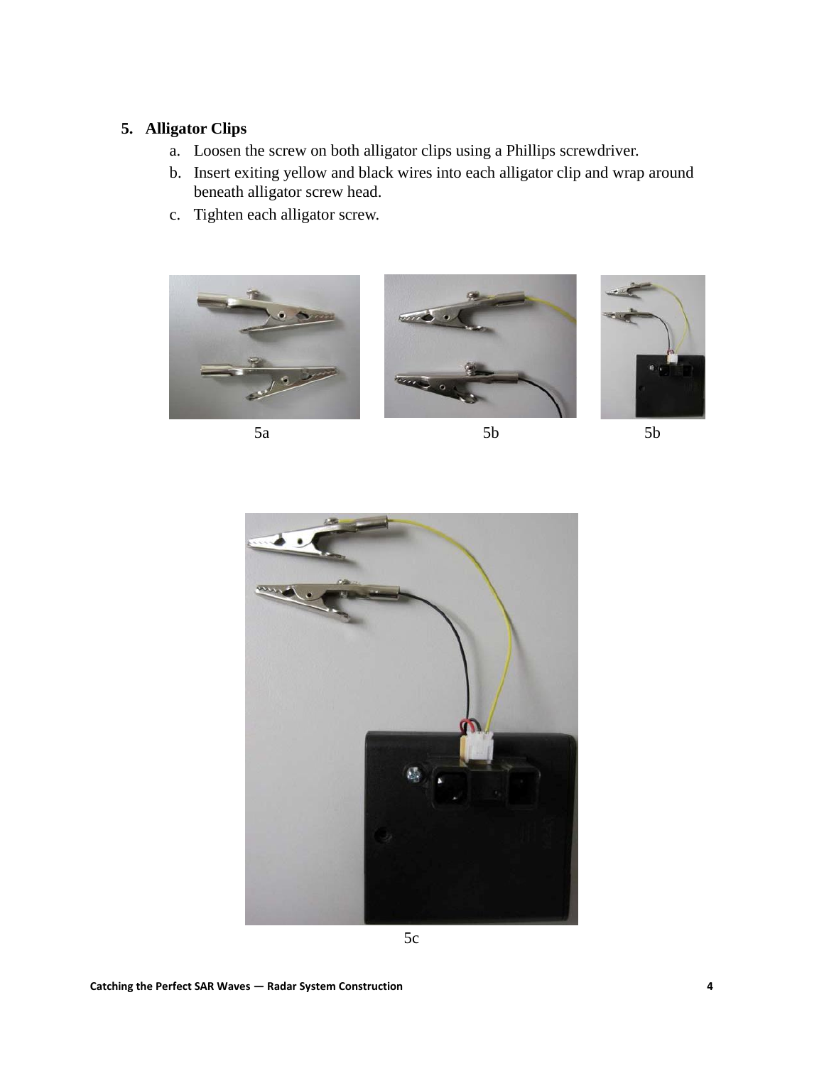5. **Alligator Clips**
    a. Loosen the screw on both alligator clips using a Phillips screwdriver.
    b. Insert exiting yellow and black wires into each alligator clip and wrap around beneath alligator screw head.
    c. Tighten each alligator screw.

5a

5b

5b

5c